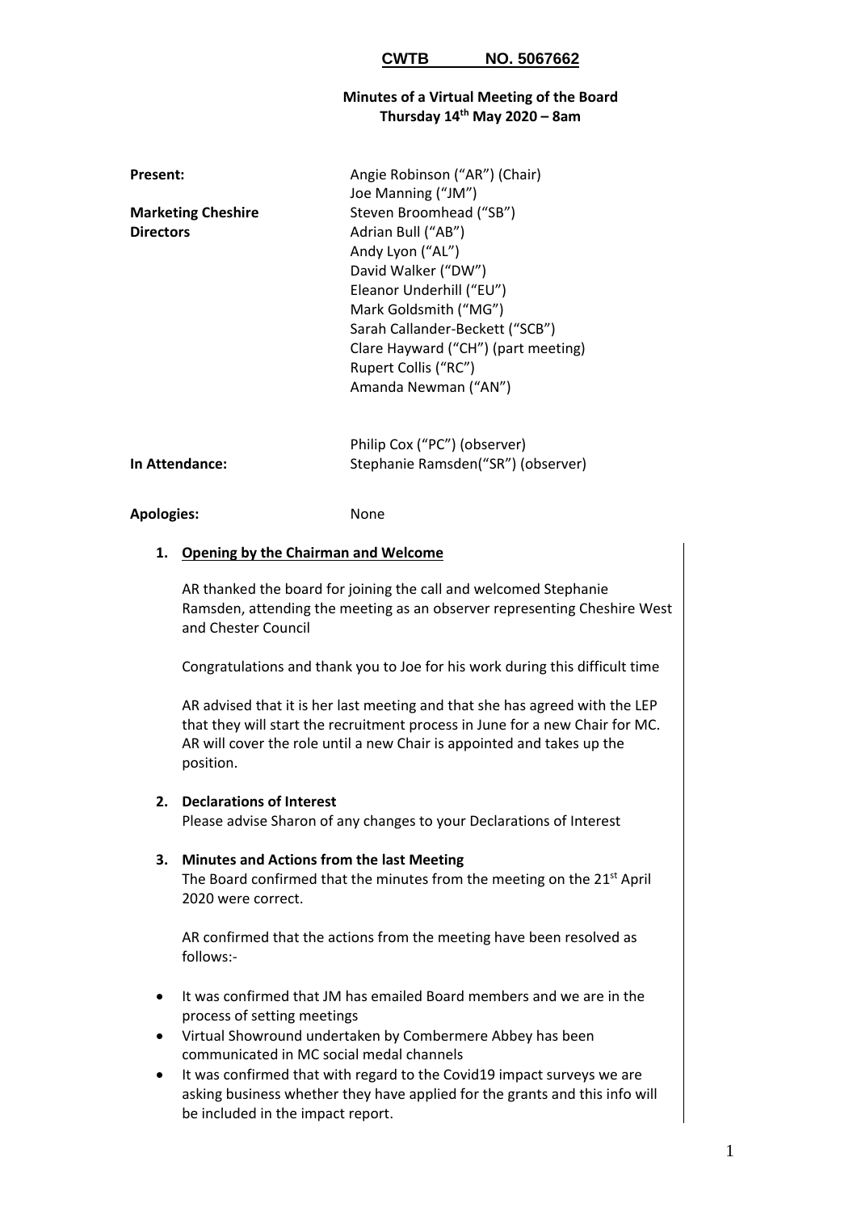**CWTB NO. 5067662**

**Minutes of a Virtual Meeting of the Board**
**Thursday 14th May 2020 – 8am**

| | |
|---|---|
| **Present:** | Angie Robinson ("AR") (Chair) |
| | Joe Manning ("JM") |
| **Marketing Cheshire Directors** | Steven Broomhead ("SB") |
| | Adrian Bull ("AB") |
| | Andy Lyon ("AL") |
| | David Walker ("DW") |
| | Eleanor Underhill ("EU") |
| | Mark Goldsmith ("MG") |
| | Sarah Callander-Beckett ("SCB") |
| | Clare Hayward ("CH") (part meeting) |
| | Rupert Collis ("RC") |
| | Amanda Newman ("AN") |
| | |
| | Philip Cox ("PC") (observer) |
| **In Attendance:** | Stephanie Ramsden("SR") (observer) |
| | |
| **Apologies:** | None |

1. **Opening by the Chairman and Welcome**

   AR thanked the board for joining the call and welcomed Stephanie Ramsden, attending the meeting as an observer representing Cheshire West and Chester Council

   Congratulations and thank you to Joe for his work during this difficult time

   AR advised that it is her last meeting and that she has agreed with the LEP that they will start the recruitment process in June for a new Chair for MC. AR will cover the role until a new Chair is appointed and takes up the position.

2. **Declarations of Interest**

   Please advise Sharon of any changes to your Declarations of Interest

3. **Minutes and Actions from the last Meeting**

   The Board confirmed that the minutes from the meeting on the 21st April 2020 were correct.

   AR confirmed that the actions from the meeting have been resolved as follows:-

- It was confirmed that JM has emailed Board members and we are in the process of setting meetings
- Virtual Showround undertaken by Combermere Abbey has been communicated in MC social medal channels
- It was confirmed that with regard to the Covid19 impact surveys we are asking business whether they have applied for the grants and this info will be included in the impact report.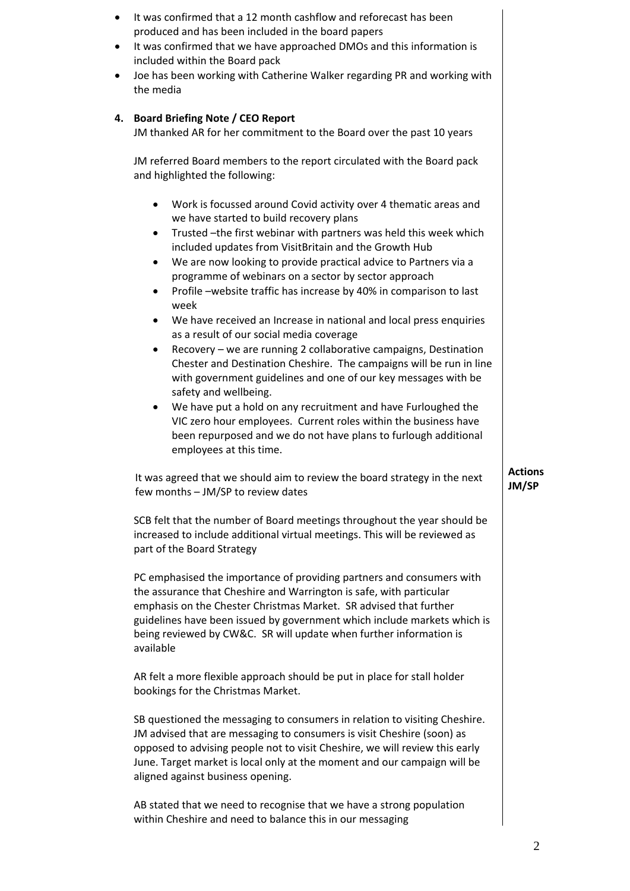- It was confirmed that a 12 month cashflow and reforecast has been produced and has been included in the board papers
- It was confirmed that we have approached DMOs and this information is included within the Board pack
- Joe has been working with Catherine Walker regarding PR and working with the media

**4. Board Briefing Note / CEO Report**

JM thanked AR for her commitment to the Board over the past 10 years

JM referred Board members to the report circulated with the Board pack and highlighted the following:

- Work is focussed around Covid activity over 4 thematic areas and we have started to build recovery plans
- Trusted –the first webinar with partners was held this week which included updates from VisitBritain and the Growth Hub
- We are now looking to provide practical advice to Partners via a programme of webinars on a sector by sector approach
- Profile –website traffic has increase by 40% in comparison to last week
- We have received an Increase in national and local press enquiries as a result of our social media coverage
- Recovery – we are running 2 collaborative campaigns, Destination Chester and Destination Cheshire. The campaigns will be run in line with government guidelines and one of our key messages with be safety and wellbeing.
- We have put a hold on any recruitment and have Furloughed the VIC zero hour employees. Current roles within the business have been repurposed and we do not have plans to furlough additional employees at this time.

It was agreed that we should aim to review the board strategy in the next few months – JM/SP to review dates

**Actions**
**JM/SP**

SCB felt that the number of Board meetings throughout the year should be increased to include additional virtual meetings. This will be reviewed as part of the Board Strategy

PC emphasised the importance of providing partners and consumers with the assurance that Cheshire and Warrington is safe, with particular emphasis on the Chester Christmas Market. SR advised that further guidelines have been issued by government which include markets which is being reviewed by CW&C. SR will update when further information is available

AR felt a more flexible approach should be put in place for stall holder bookings for the Christmas Market.

SB questioned the messaging to consumers in relation to visiting Cheshire. JM advised that are messaging to consumers is visit Cheshire (soon) as opposed to advising people not to visit Cheshire, we will review this early June. Target market is local only at the moment and our campaign will be aligned against business opening.

AB stated that we need to recognise that we have a strong population within Cheshire and need to balance this in our messaging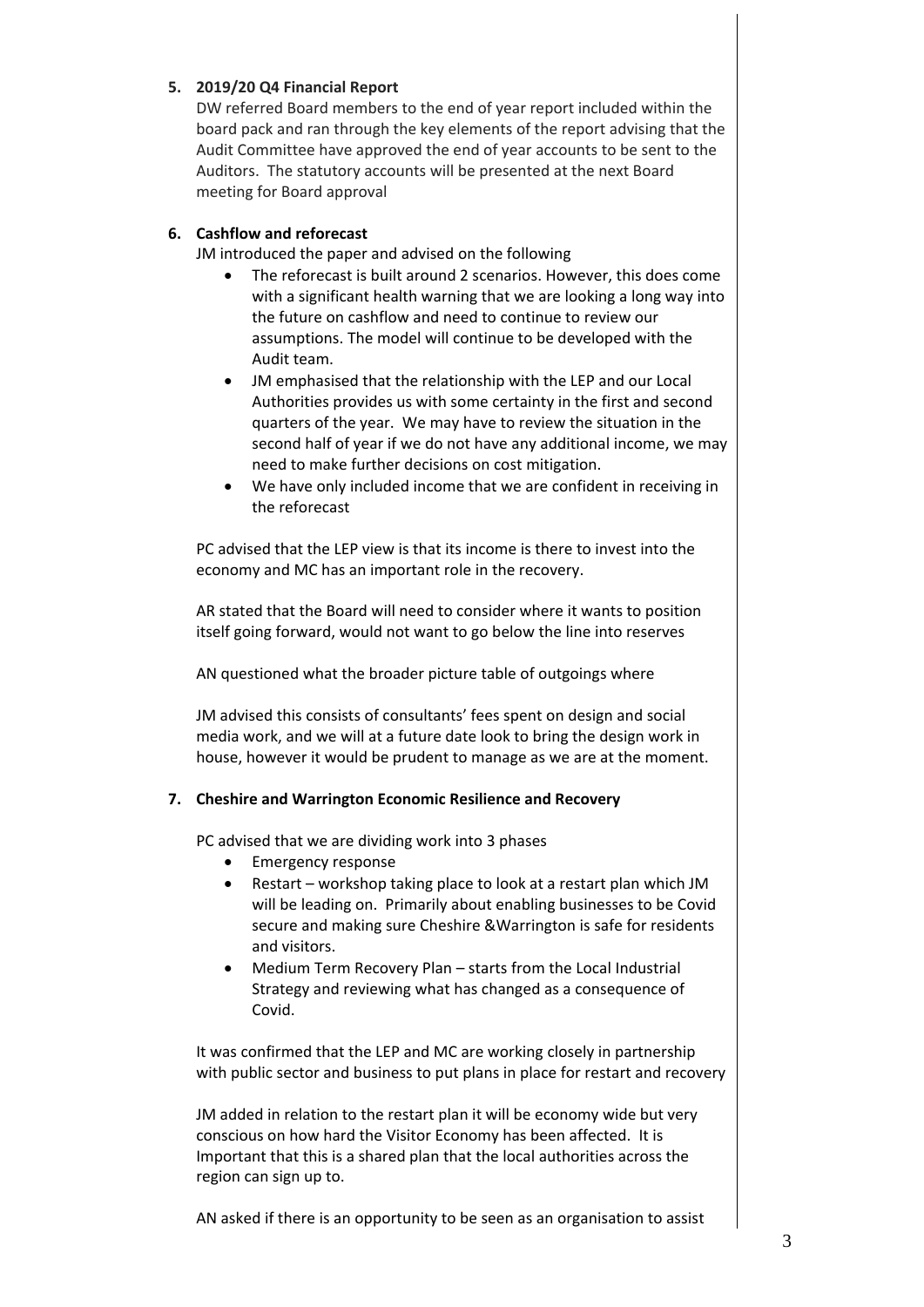5. **2019/20 Q4 Financial Report**

   DW referred Board members to the end of year report included within the board pack and ran through the key elements of the report advising that the Audit Committee have approved the end of year accounts to be sent to the Auditors. The statutory accounts will be presented at the next Board meeting for Board approval

6. **Cashflow and reforecast**

   JM introduced the paper and advised on the following

   - The reforecast is built around 2 scenarios. However, this does come with a significant health warning that we are looking a long way into the future on cashflow and need to continue to review our assumptions. The model will continue to be developed with the Audit team.
   - JM emphasised that the relationship with the LEP and our Local Authorities provides us with some certainty in the first and second quarters of the year. We may have to review the situation in the second half of year if we do not have any additional income, we may need to make further decisions on cost mitigation.
   - We have only included income that we are confident in receiving in the reforecast

   PC advised that the LEP view is that its income is there to invest into the economy and MC has an important role in the recovery.

   AR stated that the Board will need to consider where it wants to position itself going forward, would not want to go below the line into reserves

   AN questioned what the broader picture table of outgoings where

   JM advised this consists of consultants' fees spent on design and social media work, and we will at a future date look to bring the design work in house, however it would be prudent to manage as we are at the moment.

7. **Cheshire and Warrington Economic Resilience and Recovery**

   PC advised that we are dividing work into 3 phases

   - Emergency response
   - Restart – workshop taking place to look at a restart plan which JM will be leading on. Primarily about enabling businesses to be Covid secure and making sure Cheshire &Warrington is safe for residents and visitors.
   - Medium Term Recovery Plan – starts from the Local Industrial Strategy and reviewing what has changed as a consequence of Covid.

   It was confirmed that the LEP and MC are working closely in partnership with public sector and business to put plans in place for restart and recovery

   JM added in relation to the restart plan it will be economy wide but very conscious on how hard the Visitor Economy has been affected. It is Important that this is a shared plan that the local authorities across the region can sign up to.

   AN asked if there is an opportunity to be seen as an organisation to assist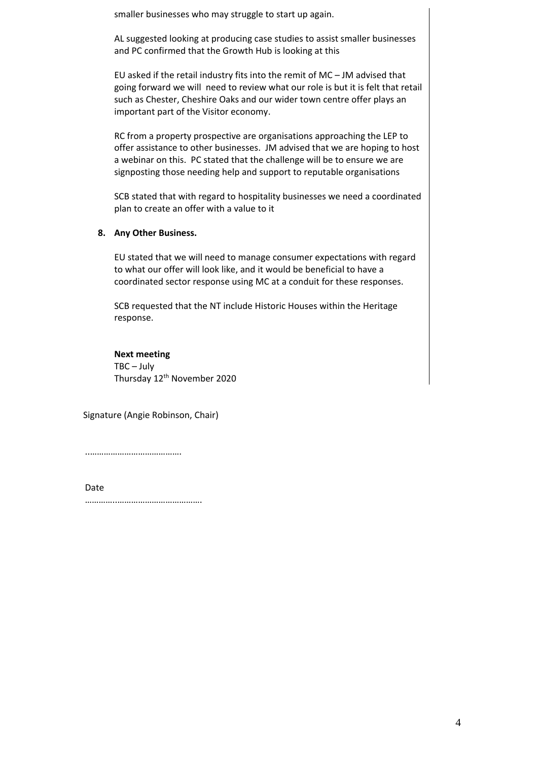smaller businesses who may struggle to start up again.

AL suggested looking at producing case studies to assist smaller businesses and PC confirmed that the Growth Hub is looking at this

EU asked if the retail industry fits into the remit of MC – JM advised that going forward we will need to review what our role is but it is felt that retail such as Chester, Cheshire Oaks and our wider town centre offer plays an important part of the Visitor economy.

RC from a property prospective are organisations approaching the LEP to offer assistance to other businesses. JM advised that we are hoping to host a webinar on this. PC stated that the challenge will be to ensure we are signposting those needing help and support to reputable organisations

SCB stated that with regard to hospitality businesses we need a coordinated plan to create an offer with a value to it

**8. Any Other Business.**

EU stated that we will need to manage consumer expectations with regard to what our offer will look like, and it would be beneficial to have a coordinated sector response using MC at a conduit for these responses.

SCB requested that the NT include Historic Houses within the Heritage response.

**Next meeting**
TBC – July
Thursday 12th November 2020

Signature (Angie Robinson, Chair)

…………………………………

Date
…………..………………………………